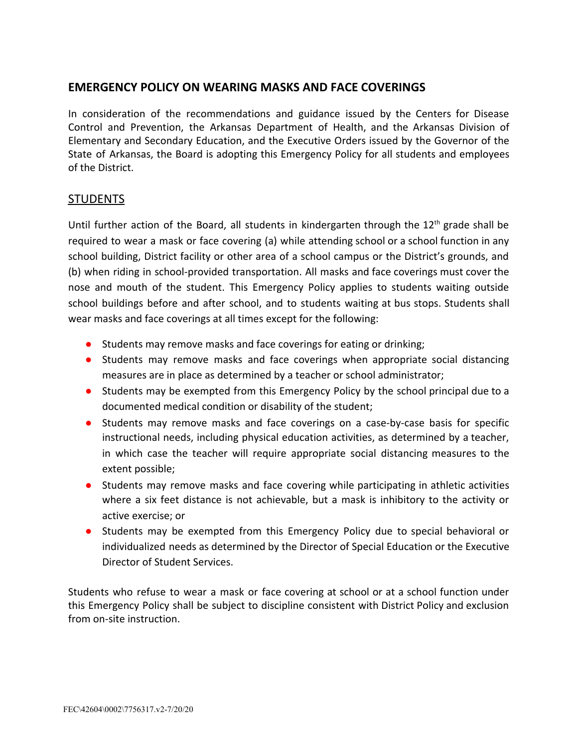## EMERGENCY POLICY ON WEARING MASKS AND FACE COVERINGS

In consideration of the recommendations and guidance issued by the Centers for Disease Control and Prevention, the Arkansas Department of Health, and the Arkansas Division of Elementary and Secondary Education, and the Executive Orders issued by the Governor of the State of Arkansas, the Board is adopting this Emergency Policy for all students and employees of the District.

### STUDENTS

Until further action of the Board, all students in kindergarten through the 12th grade shall be required to wear a mask or face covering (a) while attending school or a school function in any school building, District facility or other area of a school campus or the District's grounds, and (b) when riding in school-provided transportation. All masks and face coverings must cover the nose and mouth of the student. This Emergency Policy applies to students waiting outside school buildings before and after school, and to students waiting at bus stops. Students shall wear masks and face coverings at all times except for the following:

- Students may remove masks and face coverings for eating or drinking;
- Students may remove masks and face coverings when appropriate social distancing measures are in place as determined by a teacher or school administrator;
- Students may be exempted from this Emergency Policy by the school principal due to a documented medical condition or disability of the student;
- Students may remove masks and face coverings on a case-by-case basis for specific instructional needs, including physical education activities, as determined by a teacher, in which case the teacher will require appropriate social distancing measures to the extent possible;
- Students may remove masks and face covering while participating in athletic activities where a six feet distance is not achievable, but a mask is inhibitory to the activity or active exercise; or
- Students may be exempted from this Emergency Policy due to special behavioral or individualized needs as determined by the Director of Special Education or the Executive Director of Student Services.

Students who refuse to wear a mask or face covering at school or at a school function under this Emergency Policy shall be subject to discipline consistent with District Policy and exclusion from on-site instruction.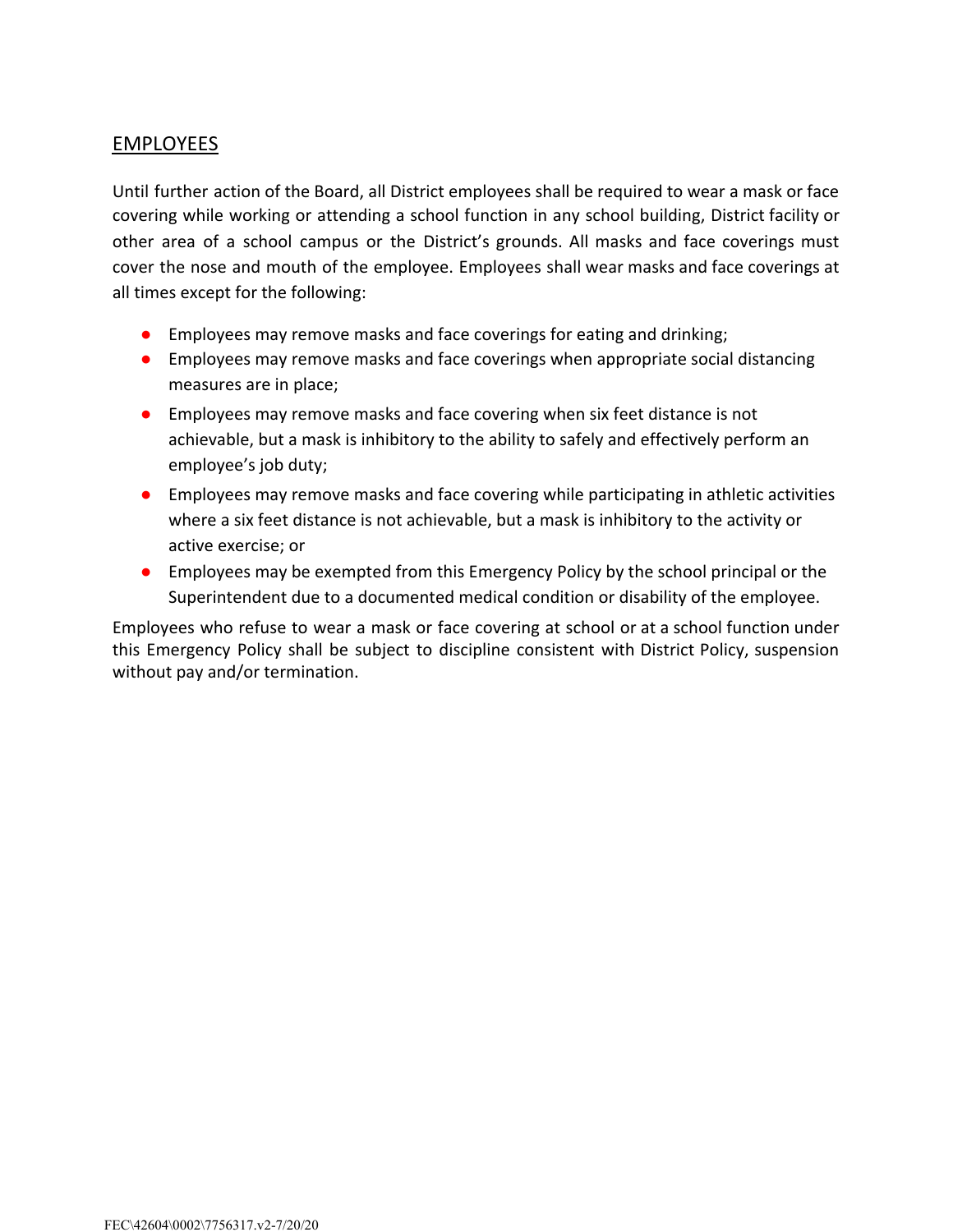## EMPLOYEES

Until further action of the Board, all District employees shall be required to wear a mask or face covering while working or attending a school function in any school building, District facility or other area of a school campus or the District's grounds. All masks and face coverings must cover the nose and mouth of the employee. Employees shall wear masks and face coverings at all times except for the following:

- Employees may remove masks and face coverings for eating and drinking;
- Employees may remove masks and face coverings when appropriate social distancing measures are in place;
- Employees may remove masks and face covering when six feet distance is not achievable, but a mask is inhibitory to the ability to safely and effectively perform an employee's job duty;
- Employees may remove masks and face covering while participating in athletic activities where a six feet distance is not achievable, but a mask is inhibitory to the activity or active exercise; or
- Employees may be exempted from this Emergency Policy by the school principal or the Superintendent due to a documented medical condition or disability of the employee.

Employees who refuse to wear a mask or face covering at school or at a school function under this Emergency Policy shall be subject to discipline consistent with District Policy, suspension without pay and/or termination.

FEC\42604\0002\7756317.v2-7/20/20